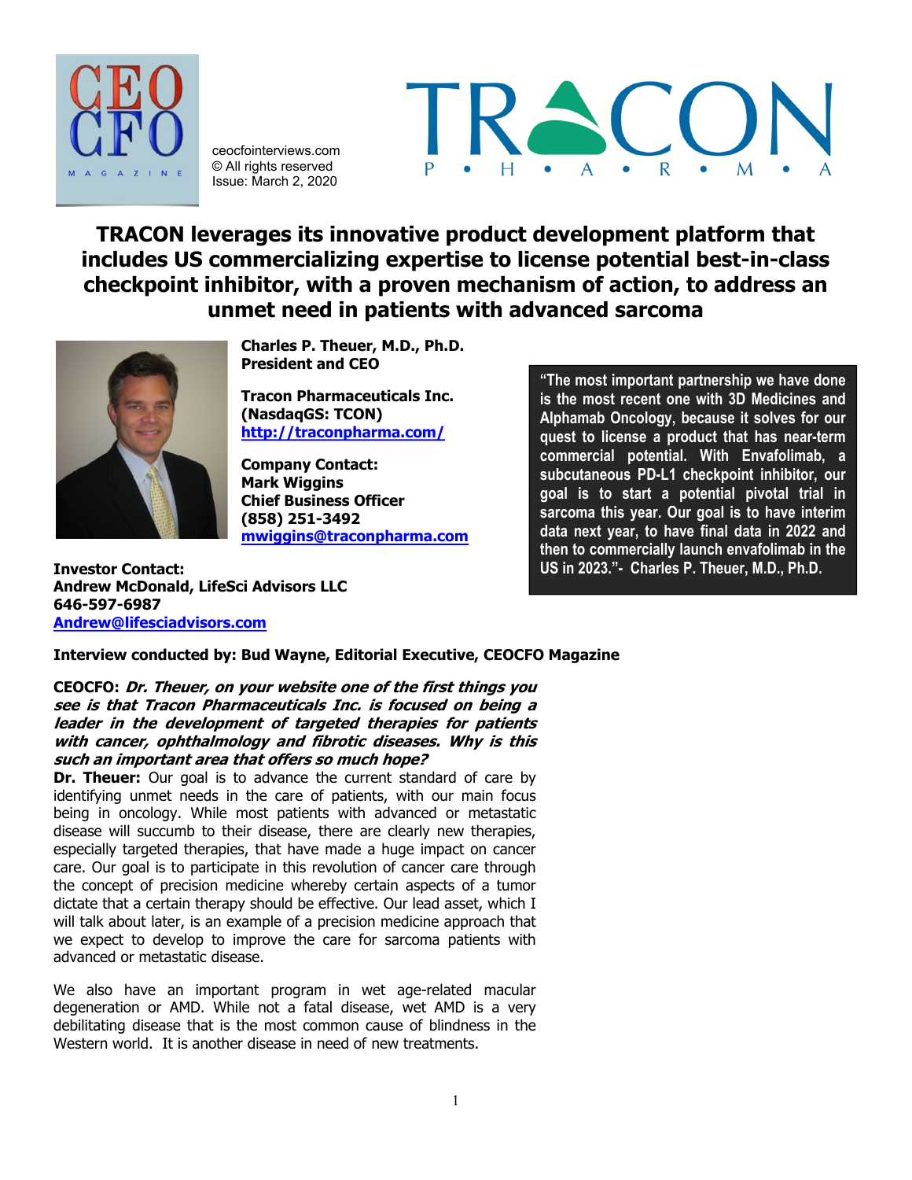ceocfointerviews.com
© All rights reserved
Issue: March 2, 2020

# TRACON leverages its innovative product development platform that includes US commercializing expertise to license potential best-in-class checkpoint inhibitor, with a proven mechanism of action, to address an unmet need in patients with advanced sarcoma

**Charles P. Theuer, M.D., Ph.D.**
**President and CEO**

**Tracon Pharmaceuticals Inc.**
**(NasdaqGS: TCON)**
**[http://traconpharma.com/](http://traconpharma.com/)**

**Company Contact:**
**Mark Wiggins**
**Chief Business Officer**
**(858) 251-3492**
**[mwiggins@traconpharma.com](mailto:mwiggins@traconpharma.com)**

**Investor Contact:**
**Andrew McDonald, LifeSci Advisors LLC**
**646-597-6987**
**[Andrew@lifesciadvisors.com](mailto:Andrew@lifesciadvisors.com)**

> **"The most important partnership we have done is the most recent one with 3D Medicines and Alphamab Oncology, because it solves for our quest to license a product that has near-term commercial potential. With Envafolimab, a subcutaneous PD-L1 checkpoint inhibitor, our goal is to start a potential pivotal trial in sarcoma this year. Our goal is to have interim data next year, to have final data in 2022 and then to commercially launch envafolimab in the US in 2023."- Charles P. Theuer, M.D., Ph.D.**

**Interview conducted by: Bud Wayne, Editorial Executive, CEOCFO Magazine**

**CEOCFO:** ***Dr. Theuer, on your website one of the first things you see is that Tracon Pharmaceuticals Inc. is focused on being a leader in the development of targeted therapies for patients with cancer, ophthalmology and fibrotic diseases. Why is this such an important area that offers so much hope?***

**Dr. Theuer:** Our goal is to advance the current standard of care by identifying unmet needs in the care of patients, with our main focus being in oncology. While most patients with advanced or metastatic disease will succumb to their disease, there are clearly new therapies, especially targeted therapies, that have made a huge impact on cancer care. Our goal is to participate in this revolution of cancer care through the concept of precision medicine whereby certain aspects of a tumor dictate that a certain therapy should be effective. Our lead asset, which I will talk about later, is an example of a precision medicine approach that we expect to develop to improve the care for sarcoma patients with advanced or metastatic disease.

We also have an important program in wet age-related macular degeneration or AMD. While not a fatal disease, wet AMD is a very debilitating disease that is the most common cause of blindness in the Western world. It is another disease in need of new treatments.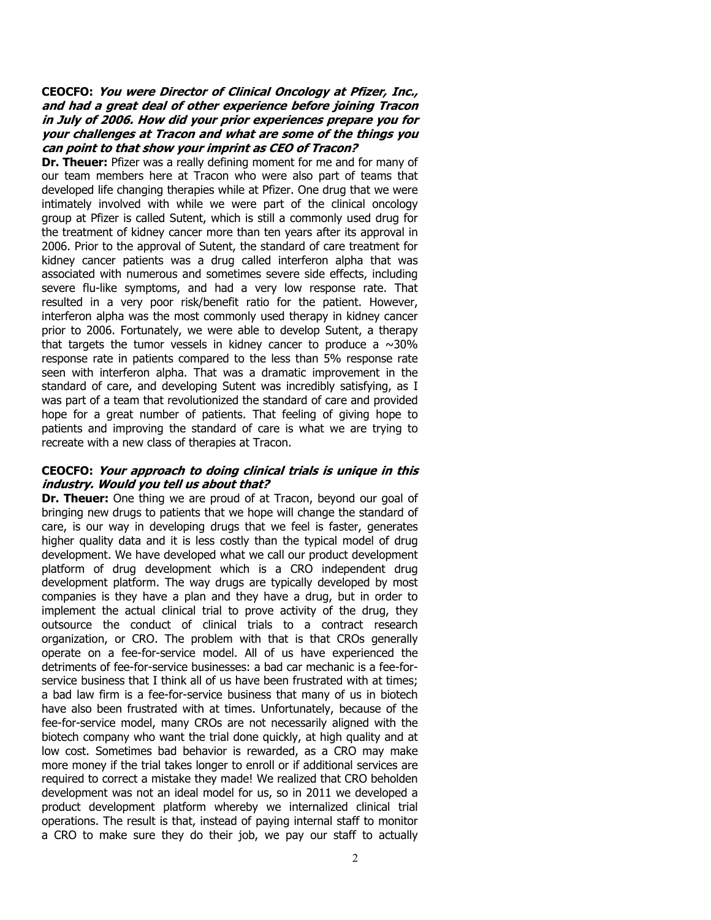**CEOCFO: *You were Director of Clinical Oncology at Pfizer, Inc., and had a great deal of other experience before joining Tracon in July of 2006. How did your prior experiences prepare you for your challenges at Tracon and what are some of the things you can point to that show your imprint as CEO of Tracon?***

**Dr. Theuer:** Pfizer was a really defining moment for me and for many of our team members here at Tracon who were also part of teams that developed life changing therapies while at Pfizer. One drug that we were intimately involved with while we were part of the clinical oncology group at Pfizer is called Sutent, which is still a commonly used drug for the treatment of kidney cancer more than ten years after its approval in 2006. Prior to the approval of Sutent, the standard of care treatment for kidney cancer patients was a drug called interferon alpha that was associated with numerous and sometimes severe side effects, including severe flu-like symptoms, and had a very low response rate. That resulted in a very poor risk/benefit ratio for the patient. However, interferon alpha was the most commonly used therapy in kidney cancer prior to 2006. Fortunately, we were able to develop Sutent, a therapy that targets the tumor vessels in kidney cancer to produce a ~30% response rate in patients compared to the less than 5% response rate seen with interferon alpha. That was a dramatic improvement in the standard of care, and developing Sutent was incredibly satisfying, as I was part of a team that revolutionized the standard of care and provided hope for a great number of patients. That feeling of giving hope to patients and improving the standard of care is what we are trying to recreate with a new class of therapies at Tracon.

**CEOCFO: *Your approach to doing clinical trials is unique in this industry. Would you tell us about that?***

**Dr. Theuer:** One thing we are proud of at Tracon, beyond our goal of bringing new drugs to patients that we hope will change the standard of care, is our way in developing drugs that we feel is faster, generates higher quality data and it is less costly than the typical model of drug development. We have developed what we call our product development platform of drug development which is a CRO independent drug development platform. The way drugs are typically developed by most companies is they have a plan and they have a drug, but in order to implement the actual clinical trial to prove activity of the drug, they outsource the conduct of clinical trials to a contract research organization, or CRO. The problem with that is that CROs generally operate on a fee-for-service model. All of us have experienced the detriments of fee-for-service businesses: a bad car mechanic is a fee-for-service business that I think all of us have been frustrated with at times; a bad law firm is a fee-for-service business that many of us in biotech have also been frustrated with at times. Unfortunately, because of the fee-for-service model, many CROs are not necessarily aligned with the biotech company who want the trial done quickly, at high quality and at low cost. Sometimes bad behavior is rewarded, as a CRO may make more money if the trial takes longer to enroll or if additional services are required to correct a mistake they made! We realized that CRO beholden development was not an ideal model for us, so in 2011 we developed a product development platform whereby we internalized clinical trial operations. The result is that, instead of paying internal staff to monitor a CRO to make sure they do their job, we pay our staff to actually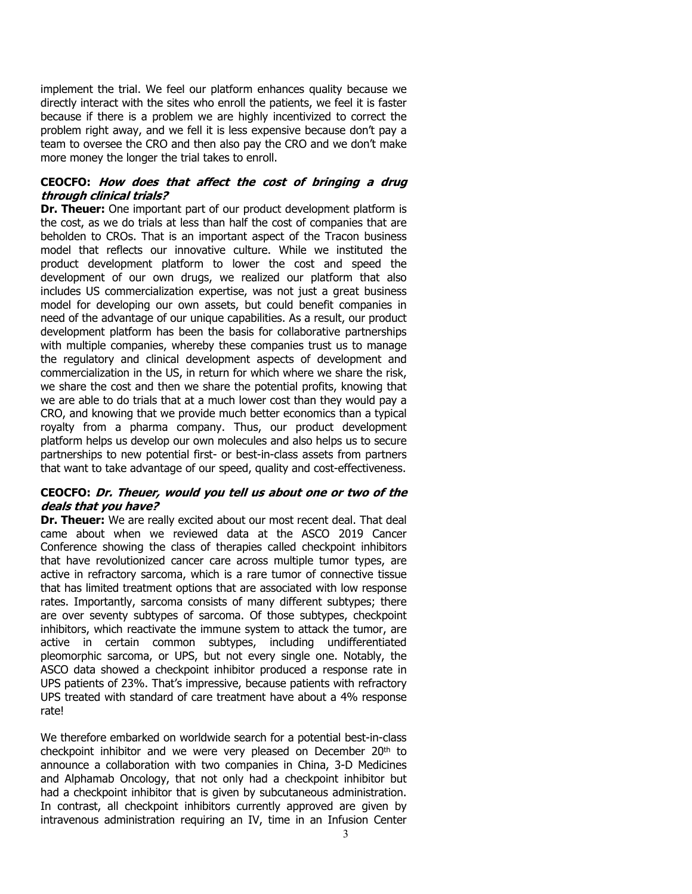implement the trial. We feel our platform enhances quality because we directly interact with the sites who enroll the patients, we feel it is faster because if there is a problem we are highly incentivized to correct the problem right away, and we fell it is less expensive because don't pay a team to oversee the CRO and then also pay the CRO and we don't make more money the longer the trial takes to enroll.

**CEOCFO: *How does that affect the cost of bringing a drug through clinical trials?***

**Dr. Theuer:** One important part of our product development platform is the cost, as we do trials at less than half the cost of companies that are beholden to CROs. That is an important aspect of the Tracon business model that reflects our innovative culture. While we instituted the product development platform to lower the cost and speed the development of our own drugs, we realized our platform that also includes US commercialization expertise, was not just a great business model for developing our own assets, but could benefit companies in need of the advantage of our unique capabilities. As a result, our product development platform has been the basis for collaborative partnerships with multiple companies, whereby these companies trust us to manage the regulatory and clinical development aspects of development and commercialization in the US, in return for which where we share the risk, we share the cost and then we share the potential profits, knowing that we are able to do trials that at a much lower cost than they would pay a CRO, and knowing that we provide much better economics than a typical royalty from a pharma company. Thus, our product development platform helps us develop our own molecules and also helps us to secure partnerships to new potential first- or best-in-class assets from partners that want to take advantage of our speed, quality and cost-effectiveness.

**CEOCFO: *Dr. Theuer, would you tell us about one or two of the deals that you have?***

**Dr. Theuer:** We are really excited about our most recent deal. That deal came about when we reviewed data at the ASCO 2019 Cancer Conference showing the class of therapies called checkpoint inhibitors that have revolutionized cancer care across multiple tumor types, are active in refractory sarcoma, which is a rare tumor of connective tissue that has limited treatment options that are associated with low response rates. Importantly, sarcoma consists of many different subtypes; there are over seventy subtypes of sarcoma. Of those subtypes, checkpoint inhibitors, which reactivate the immune system to attack the tumor, are active in certain common subtypes, including undifferentiated pleomorphic sarcoma, or UPS, but not every single one. Notably, the ASCO data showed a checkpoint inhibitor produced a response rate in UPS patients of 23%. That's impressive, because patients with refractory UPS treated with standard of care treatment have about a 4% response rate!

We therefore embarked on worldwide search for a potential best-in-class checkpoint inhibitor and we were very pleased on December 20th to announce a collaboration with two companies in China, 3-D Medicines and Alphamab Oncology, that not only had a checkpoint inhibitor but had a checkpoint inhibitor that is given by subcutaneous administration. In contrast, all checkpoint inhibitors currently approved are given by intravenous administration requiring an IV, time in an Infusion Center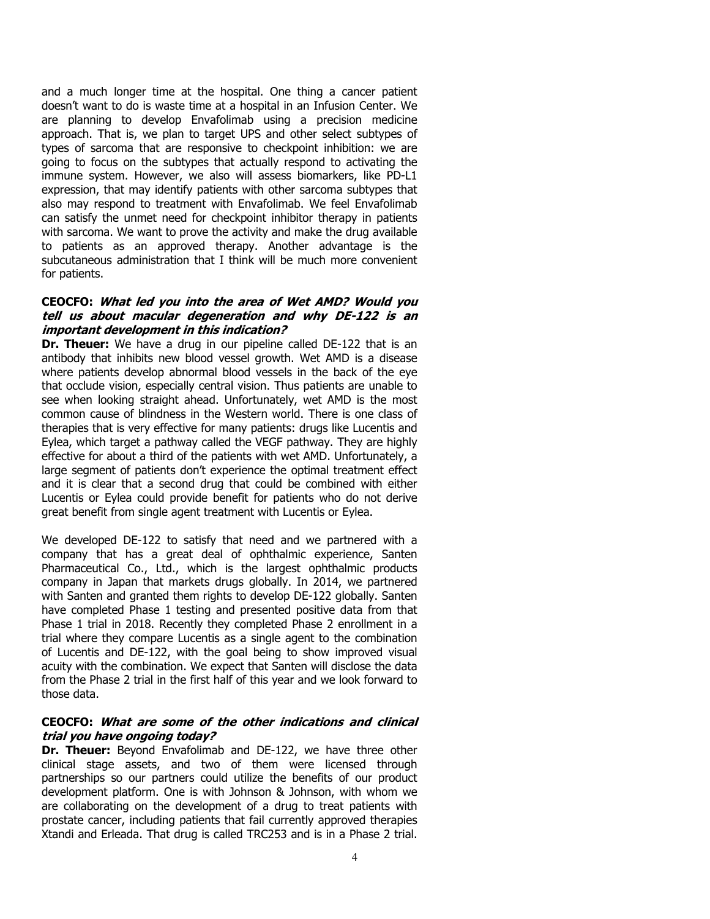and a much longer time at the hospital. One thing a cancer patient doesn't want to do is waste time at a hospital in an Infusion Center. We are planning to develop Envafolimab using a precision medicine approach. That is, we plan to target UPS and other select subtypes of types of sarcoma that are responsive to checkpoint inhibition: we are going to focus on the subtypes that actually respond to activating the immune system. However, we also will assess biomarkers, like PD-L1 expression, that may identify patients with other sarcoma subtypes that also may respond to treatment with Envafolimab. We feel Envafolimab can satisfy the unmet need for checkpoint inhibitor therapy in patients with sarcoma. We want to prove the activity and make the drug available to patients as an approved therapy. Another advantage is the subcutaneous administration that I think will be much more convenient for patients.

**CEOCFO: *What led you into the area of Wet AMD? Would you tell us about macular degeneration and why DE-122 is an important development in this indication?***

**Dr. Theuer:** We have a drug in our pipeline called DE-122 that is an antibody that inhibits new blood vessel growth. Wet AMD is a disease where patients develop abnormal blood vessels in the back of the eye that occlude vision, especially central vision. Thus patients are unable to see when looking straight ahead. Unfortunately, wet AMD is the most common cause of blindness in the Western world. There is one class of therapies that is very effective for many patients: drugs like Lucentis and Eylea, which target a pathway called the VEGF pathway. They are highly effective for about a third of the patients with wet AMD. Unfortunately, a large segment of patients don't experience the optimal treatment effect and it is clear that a second drug that could be combined with either Lucentis or Eylea could provide benefit for patients who do not derive great benefit from single agent treatment with Lucentis or Eylea.

We developed DE-122 to satisfy that need and we partnered with a company that has a great deal of ophthalmic experience, Santen Pharmaceutical Co., Ltd., which is the largest ophthalmic products company in Japan that markets drugs globally. In 2014, we partnered with Santen and granted them rights to develop DE-122 globally. Santen have completed Phase 1 testing and presented positive data from that Phase 1 trial in 2018. Recently they completed Phase 2 enrollment in a trial where they compare Lucentis as a single agent to the combination of Lucentis and DE-122, with the goal being to show improved visual acuity with the combination. We expect that Santen will disclose the data from the Phase 2 trial in the first half of this year and we look forward to those data.

**CEOCFO: *What are some of the other indications and clinical trial you have ongoing today?***

**Dr. Theuer:** Beyond Envafolimab and DE-122, we have three other clinical stage assets, and two of them were licensed through partnerships so our partners could utilize the benefits of our product development platform. One is with Johnson & Johnson, with whom we are collaborating on the development of a drug to treat patients with prostate cancer, including patients that fail currently approved therapies Xtandi and Erleada. That drug is called TRC253 and is in a Phase 2 trial.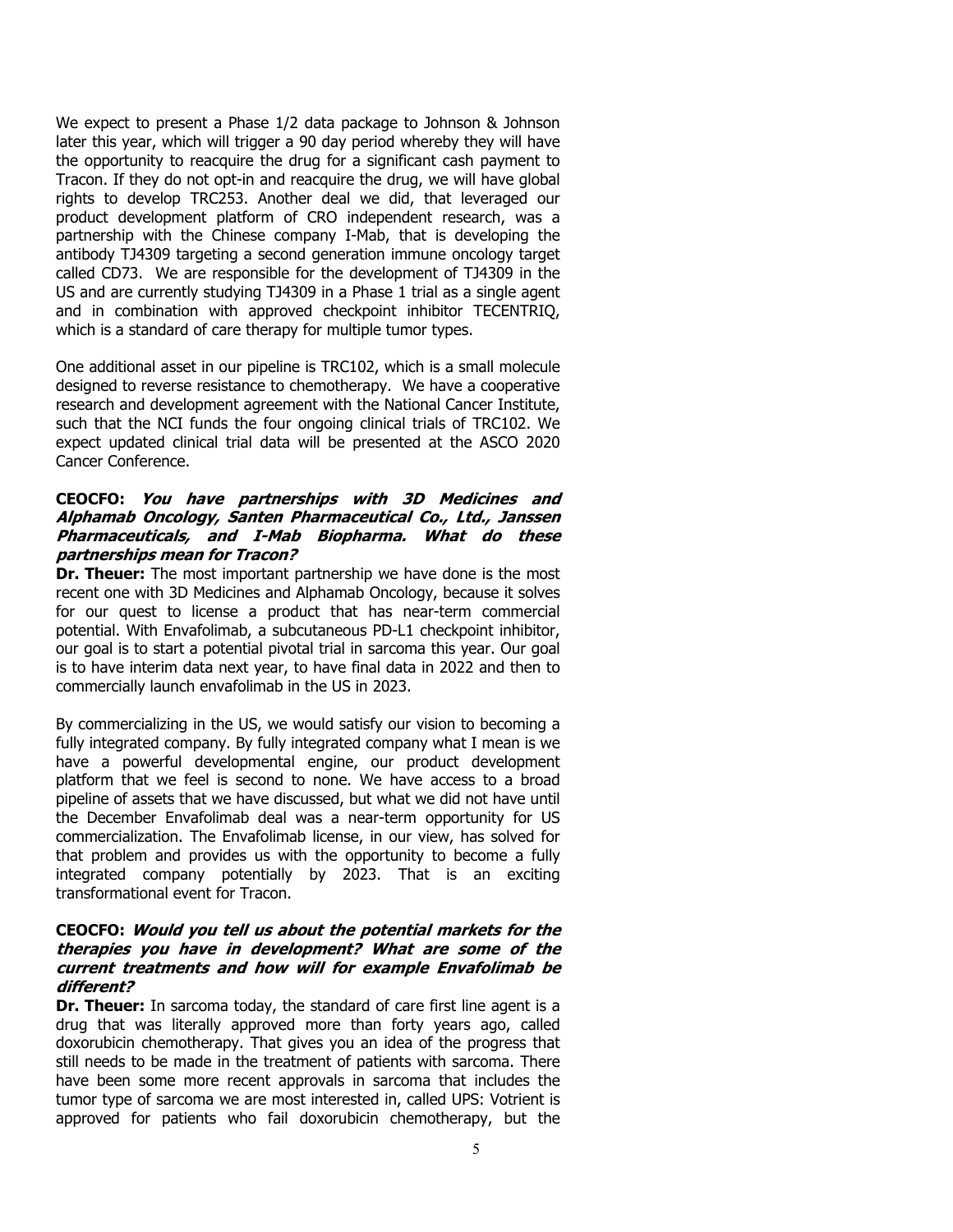We expect to present a Phase 1/2 data package to Johnson & Johnson later this year, which will trigger a 90 day period whereby they will have the opportunity to reacquire the drug for a significant cash payment to Tracon. If they do not opt-in and reacquire the drug, we will have global rights to develop TRC253. Another deal we did, that leveraged our product development platform of CRO independent research, was a partnership with the Chinese company I-Mab, that is developing the antibody TJ4309 targeting a second generation immune oncology target called CD73. We are responsible for the development of TJ4309 in the US and are currently studying TJ4309 in a Phase 1 trial as a single agent and in combination with approved checkpoint inhibitor TECENTRIQ, which is a standard of care therapy for multiple tumor types.

One additional asset in our pipeline is TRC102, which is a small molecule designed to reverse resistance to chemotherapy. We have a cooperative research and development agreement with the National Cancer Institute, such that the NCI funds the four ongoing clinical trials of TRC102. We expect updated clinical trial data will be presented at the ASCO 2020 Cancer Conference.

**CEOCFO:** ***You have partnerships with 3D Medicines and Alphamab Oncology, Santen Pharmaceutical Co., Ltd., Janssen Pharmaceuticals, and I-Mab Biopharma. What do these partnerships mean for Tracon?***

**Dr. Theuer:** The most important partnership we have done is the most recent one with 3D Medicines and Alphamab Oncology, because it solves for our quest to license a product that has near-term commercial potential. With Envafolimab, a subcutaneous PD-L1 checkpoint inhibitor, our goal is to start a potential pivotal trial in sarcoma this year. Our goal is to have interim data next year, to have final data in 2022 and then to commercially launch envafolimab in the US in 2023.

By commercializing in the US, we would satisfy our vision to becoming a fully integrated company. By fully integrated company what I mean is we have a powerful developmental engine, our product development platform that we feel is second to none. We have access to a broad pipeline of assets that we have discussed, but what we did not have until the December Envafolimab deal was a near-term opportunity for US commercialization. The Envafolimab license, in our view, has solved for that problem and provides us with the opportunity to become a fully integrated company potentially by 2023. That is an exciting transformational event for Tracon.

**CEOCFO:** ***Would you tell us about the potential markets for the therapies you have in development? What are some of the current treatments and how will for example Envafolimab be different?***

**Dr. Theuer:** In sarcoma today, the standard of care first line agent is a drug that was literally approved more than forty years ago, called doxorubicin chemotherapy. That gives you an idea of the progress that still needs to be made in the treatment of patients with sarcoma. There have been some more recent approvals in sarcoma that includes the tumor type of sarcoma we are most interested in, called UPS: Votrient is approved for patients who fail doxorubicin chemotherapy, but the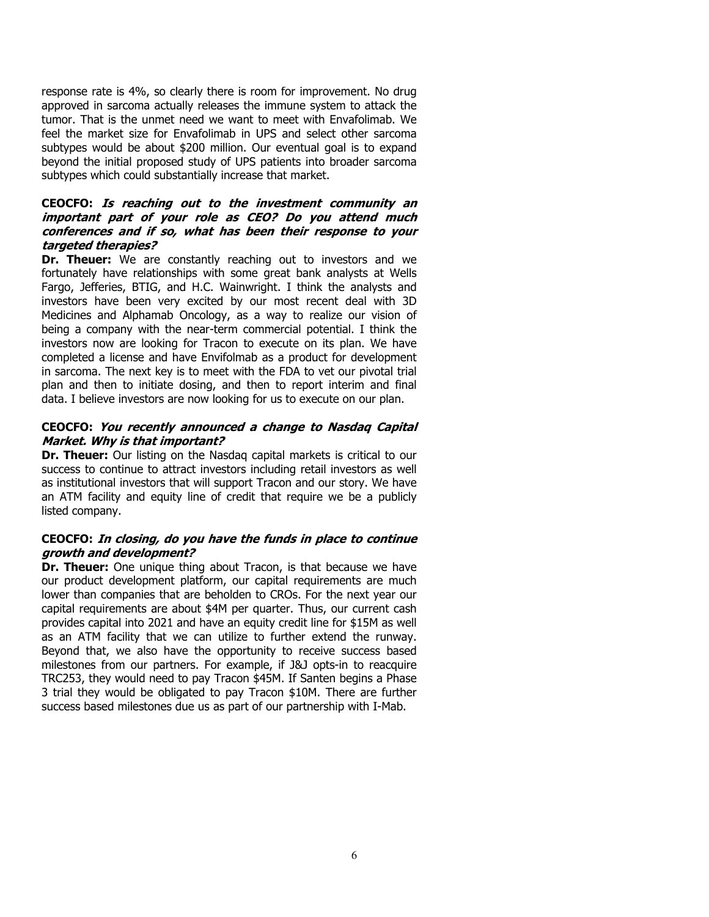response rate is 4%, so clearly there is room for improvement. No drug approved in sarcoma actually releases the immune system to attack the tumor. That is the unmet need we want to meet with Envafolimab. We feel the market size for Envafolimab in UPS and select other sarcoma subtypes would be about $200 million. Our eventual goal is to expand beyond the initial proposed study of UPS patients into broader sarcoma subtypes which could substantially increase that market.

**CEOCFO:** ***Is reaching out to the investment community an important part of your role as CEO? Do you attend much conferences and if so, what has been their response to your targeted therapies?***

**Dr. Theuer:** We are constantly reaching out to investors and we fortunately have relationships with some great bank analysts at Wells Fargo, Jefferies, BTIG, and H.C. Wainwright. I think the analysts and investors have been very excited by our most recent deal with 3D Medicines and Alphamab Oncology, as a way to realize our vision of being a company with the near-term commercial potential. I think the investors now are looking for Tracon to execute on its plan. We have completed a license and have Envifolmab as a product for development in sarcoma. The next key is to meet with the FDA to vet our pivotal trial plan and then to initiate dosing, and then to report interim and final data. I believe investors are now looking for us to execute on our plan.

**CEOCFO:** ***You recently announced a change to Nasdaq Capital Market. Why is that important?***

**Dr. Theuer:** Our listing on the Nasdaq capital markets is critical to our success to continue to attract investors including retail investors as well as institutional investors that will support Tracon and our story. We have an ATM facility and equity line of credit that require we be a publicly listed company.

**CEOCFO:** ***In closing, do you have the funds in place to continue growth and development?***

**Dr. Theuer:** One unique thing about Tracon, is that because we have our product development platform, our capital requirements are much lower than companies that are beholden to CROs. For the next year our capital requirements are about $4M per quarter. Thus, our current cash provides capital into 2021 and have an equity credit line for $15M as well as an ATM facility that we can utilize to further extend the runway. Beyond that, we also have the opportunity to receive success based milestones from our partners. For example, if J&J opts-in to reacquire TRC253, they would need to pay Tracon $45M. If Santen begins a Phase 3 trial they would be obligated to pay Tracon $10M. There are further success based milestones due us as part of our partnership with I-Mab.